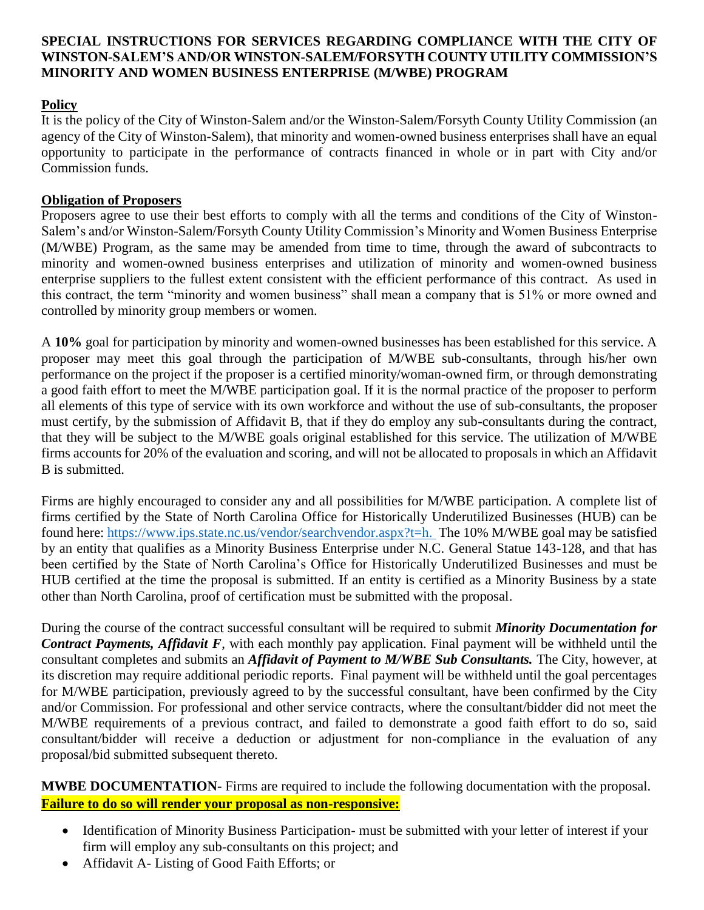**SPECIAL INSTRUCTIONS FOR SERVICES REGARDING COMPLIANCE WITH THE CITY OF WINSTON-SALEM'S AND/OR WINSTON-SALEM/FORSYTH COUNTY UTILITY COMMISSION'S MINORITY AND WOMEN BUSINESS ENTERPRISE (M/WBE) PROGRAM**

**Policy**

It is the policy of the City of Winston-Salem and/or the Winston-Salem/Forsyth County Utility Commission (an agency of the City of Winston-Salem), that minority and women-owned business enterprises shall have an equal opportunity to participate in the performance of contracts financed in whole or in part with City and/or Commission funds.

**Obligation of Proposers**

Proposers agree to use their best efforts to comply with all the terms and conditions of the City of Winston-Salem's and/or Winston-Salem/Forsyth County Utility Commission's Minority and Women Business Enterprise (M/WBE) Program, as the same may be amended from time to time, through the award of subcontracts to minority and women-owned business enterprises and utilization of minority and women-owned business enterprise suppliers to the fullest extent consistent with the efficient performance of this contract. As used in this contract, the term "minority and women business" shall mean a company that is 51% or more owned and controlled by minority group members or women.

A **10%** goal for participation by minority and women-owned businesses has been established for this service. A proposer may meet this goal through the participation of M/WBE sub-consultants, through his/her own performance on the project if the proposer is a certified minority/woman-owned firm, or through demonstrating a good faith effort to meet the M/WBE participation goal. If it is the normal practice of the proposer to perform all elements of this type of service with its own workforce and without the use of sub-consultants, the proposer must certify, by the submission of Affidavit B, that if they do employ any sub-consultants during the contract, that they will be subject to the M/WBE goals original established for this service. The utilization of M/WBE firms accounts for 20% of the evaluation and scoring, and will not be allocated to proposals in which an Affidavit B is submitted.

Firms are highly encouraged to consider any and all possibilities for M/WBE participation. A complete list of firms certified by the State of North Carolina Office for Historically Underutilized Businesses (HUB) can be found here: https://www.ips.state.nc.us/vendor/searchvendor.aspx?t=h. The 10% M/WBE goal may be satisfied by an entity that qualifies as a Minority Business Enterprise under N.C. General Statue 143-128, and that has been certified by the State of North Carolina's Office for Historically Underutilized Businesses and must be HUB certified at the time the proposal is submitted. If an entity is certified as a Minority Business by a state other than North Carolina, proof of certification must be submitted with the proposal.

During the course of the contract successful consultant will be required to submit ***Minority Documentation for Contract Payments, Affidavit F***, with each monthly pay application. Final payment will be withheld until the consultant completes and submits an ***Affidavit of Payment to M/WBE Sub Consultants.*** The City, however, at its discretion may require additional periodic reports. Final payment will be withheld until the goal percentages for M/WBE participation, previously agreed to by the successful consultant, have been confirmed by the City and/or Commission. For professional and other service contracts, where the consultant/bidder did not meet the M/WBE requirements of a previous contract, and failed to demonstrate a good faith effort to do so, said consultant/bidder will receive a deduction or adjustment for non-compliance in the evaluation of any proposal/bid submitted subsequent thereto.

**MWBE DOCUMENTATION-** Firms are required to include the following documentation with the proposal. **Failure to do so will render your proposal as non-responsive:**

- Identification of Minority Business Participation- must be submitted with your letter of interest if your firm will employ any sub-consultants on this project; and
- Affidavit A- Listing of Good Faith Efforts; or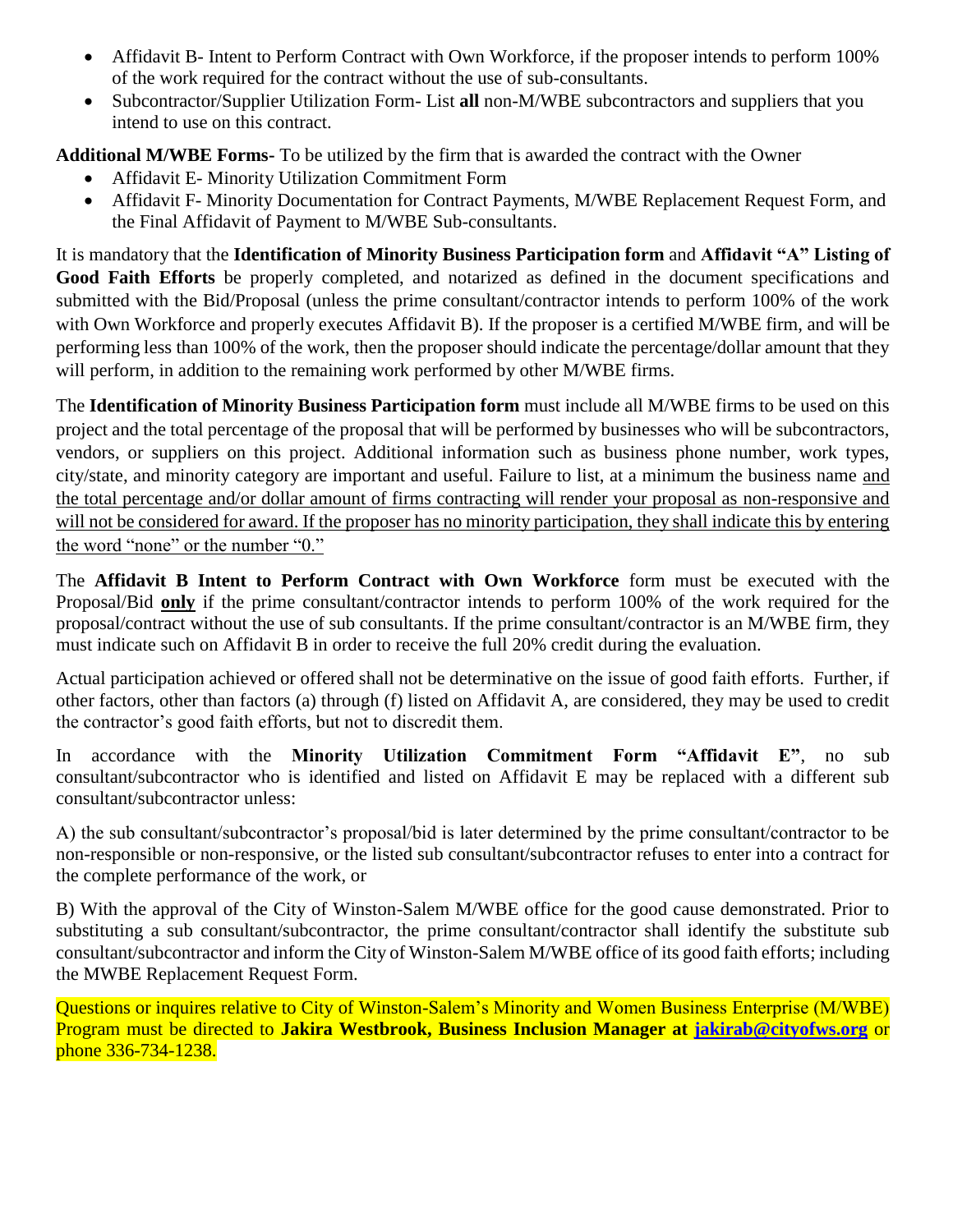- Affidavit B- Intent to Perform Contract with Own Workforce, if the proposer intends to perform 100% of the work required for the contract without the use of sub-consultants.
- Subcontractor/Supplier Utilization Form- List **all** non-M/WBE subcontractors and suppliers that you intend to use on this contract.

**Additional M/WBE Forms-** To be utilized by the firm that is awarded the contract with the Owner

- Affidavit E- Minority Utilization Commitment Form
- Affidavit F- Minority Documentation for Contract Payments, M/WBE Replacement Request Form, and the Final Affidavit of Payment to M/WBE Sub-consultants.

It is mandatory that the **Identification of Minority Business Participation form** and **Affidavit "A" Listing of Good Faith Efforts** be properly completed, and notarized as defined in the document specifications and submitted with the Bid/Proposal (unless the prime consultant/contractor intends to perform 100% of the work with Own Workforce and properly executes Affidavit B). If the proposer is a certified M/WBE firm, and will be performing less than 100% of the work, then the proposer should indicate the percentage/dollar amount that they will perform, in addition to the remaining work performed by other M/WBE firms.

The **Identification of Minority Business Participation form** must include all M/WBE firms to be used on this project and the total percentage of the proposal that will be performed by businesses who will be subcontractors, vendors, or suppliers on this project. Additional information such as business phone number, work types, city/state, and minority category are important and useful. Failure to list, at a minimum the business name and the total percentage and/or dollar amount of firms contracting will render your proposal as non-responsive and will not be considered for award. If the proposer has no minority participation, they shall indicate this by entering the word "none" or the number "0."

The **Affidavit B Intent to Perform Contract with Own Workforce** form must be executed with the Proposal/Bid **only** if the prime consultant/contractor intends to perform 100% of the work required for the proposal/contract without the use of sub consultants. If the prime consultant/contractor is an M/WBE firm, they must indicate such on Affidavit B in order to receive the full 20% credit during the evaluation.

Actual participation achieved or offered shall not be determinative on the issue of good faith efforts. Further, if other factors, other than factors (a) through (f) listed on Affidavit A, are considered, they may be used to credit the contractor's good faith efforts, but not to discredit them.

In accordance with the **Minority Utilization Commitment Form "Affidavit E"**, no sub consultant/subcontractor who is identified and listed on Affidavit E may be replaced with a different sub consultant/subcontractor unless:

A) the sub consultant/subcontractor's proposal/bid is later determined by the prime consultant/contractor to be non-responsible or non-responsive, or the listed sub consultant/subcontractor refuses to enter into a contract for the complete performance of the work, or

B) With the approval of the City of Winston-Salem M/WBE office for the good cause demonstrated. Prior to substituting a sub consultant/subcontractor, the prime consultant/contractor shall identify the substitute sub consultant/subcontractor and inform the City of Winston-Salem M/WBE office of its good faith efforts; including the MWBE Replacement Request Form.

Questions or inquires relative to City of Winston-Salem's Minority and Women Business Enterprise (M/WBE) Program must be directed to **Jakira Westbrook, Business Inclusion Manager at jakirab@cityofws.org** or phone 336-734-1238.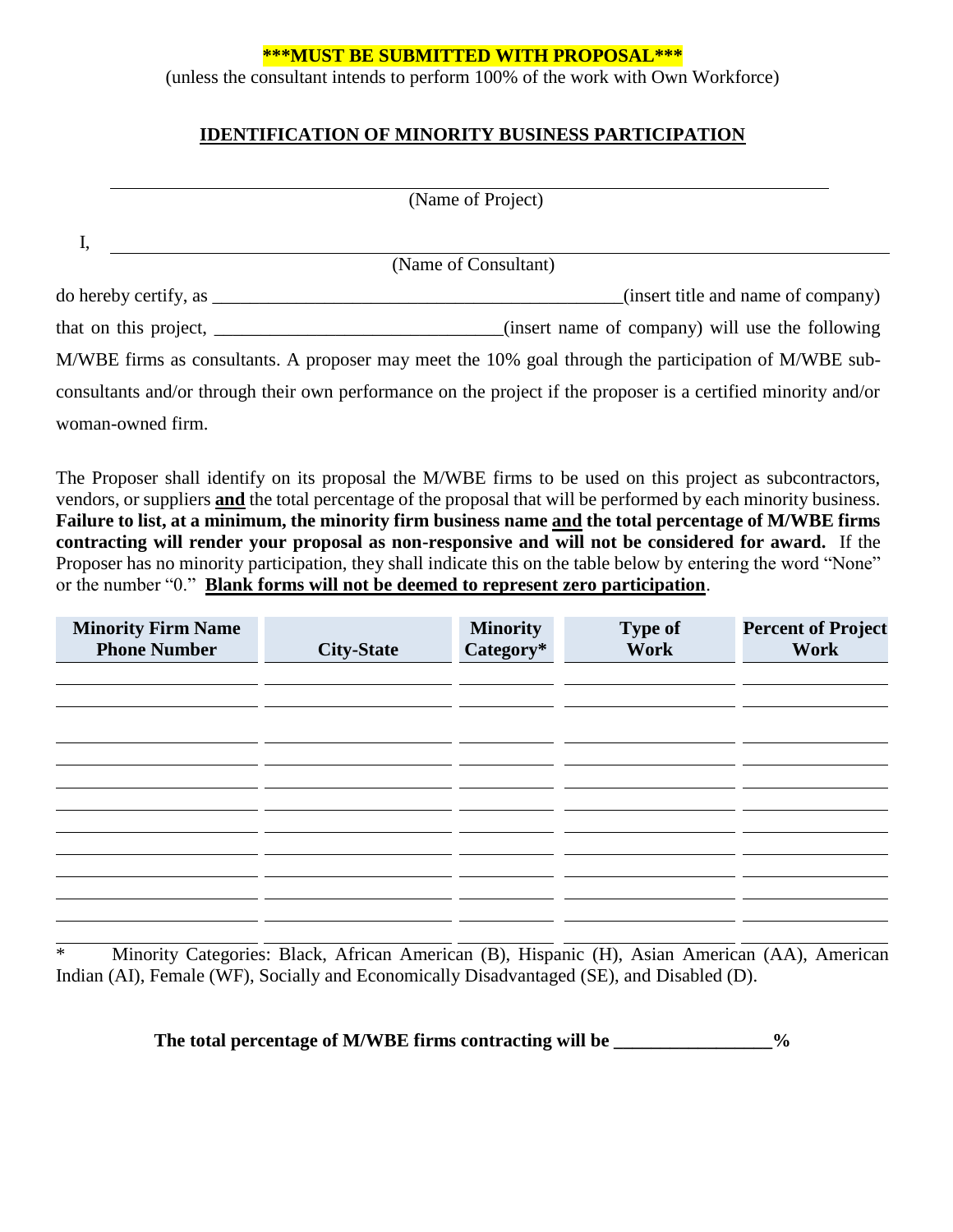**\*\*\*MUST BE SUBMITTED WITH PROPOSAL\*\*\***

(unless the consultant intends to perform 100% of the work with Own Workforce)

## IDENTIFICATION OF MINORITY BUSINESS PARTICIPATION

______________________________________________________________________
(Name of Project)

I, ______________________________________________________________________
(Name of Consultant)

do hereby certify, as ____________________________________________(insert title and name of company) that on this project, ______________________________(insert name of company) will use the following M/WBE firms as consultants. A proposer may meet the 10% goal through the participation of M/WBE sub-consultants and/or through their own performance on the project if the proposer is a certified minority and/or woman-owned firm.

The Proposer shall identify on its proposal the M/WBE firms to be used on this project as subcontractors, vendors, or suppliers **and** the total percentage of the proposal that will be performed by each minority business. **Failure to list, at a minimum, the minority firm business name and the total percentage of M/WBE firms contracting will render your proposal as non-responsive and will not be considered for award.** If the Proposer has no minority participation, they shall indicate this on the table below by entering the word "None" or the number "0." **Blank forms will not be deemed to represent zero participation**.

| Minority Firm Name Phone Number | City-State | Minority Category* | Type of Work | Percent of Project Work |
|---|---|---|---|---|
| | | | | |
| | | | | |
| | | | | |
| | | | | |
| | | | | |
| | | | | |
| | | | | |
| | | | | |
| | | | | |
| | | | | |
| | | | | |
| | | | | |

\* Minority Categories: Black, African American (B), Hispanic (H), Asian American (AA), American Indian (AI), Female (WF), Socially and Economically Disadvantaged (SE), and Disabled (D).

**The total percentage of M/WBE firms contracting will be ________________%**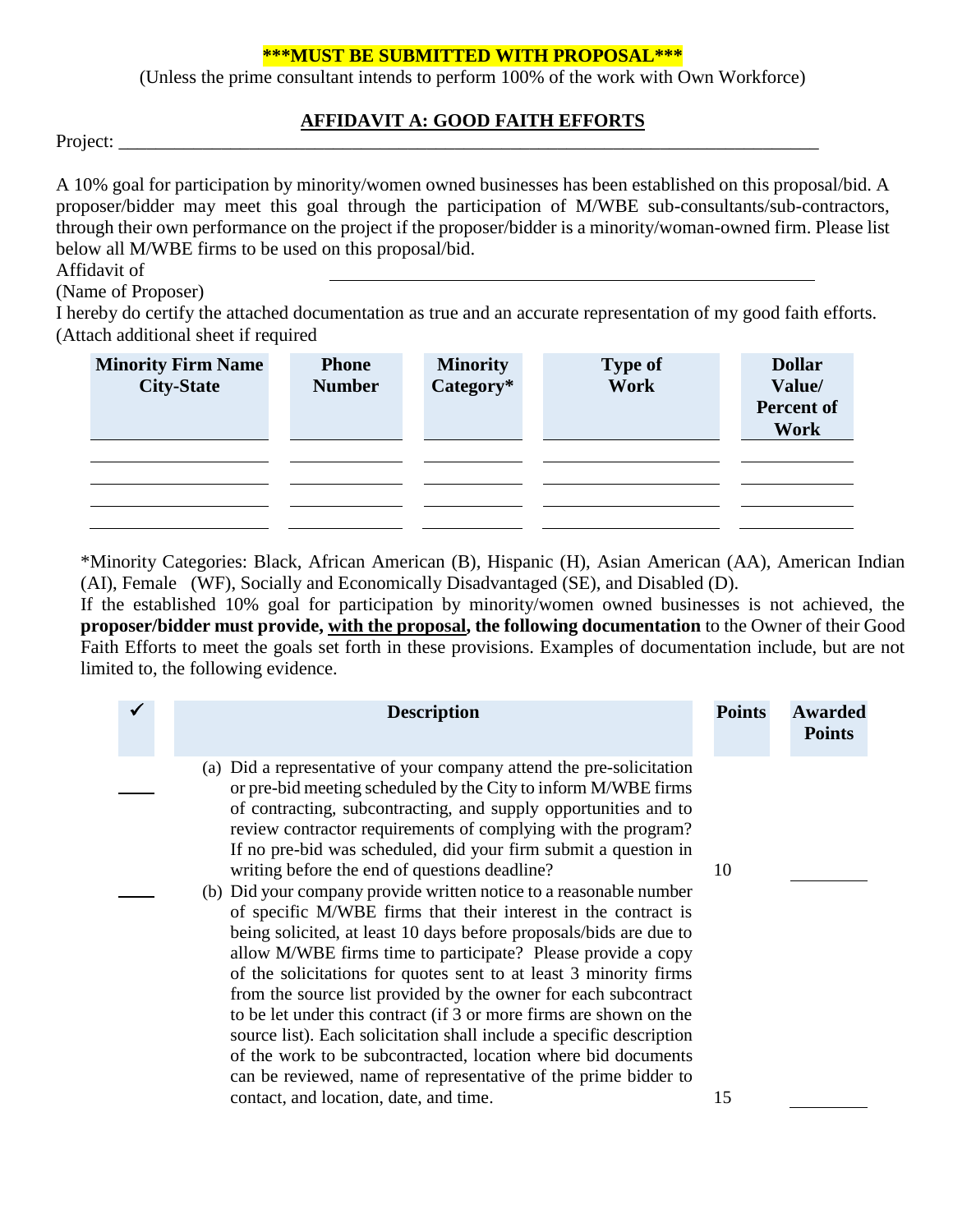**\*\*\*MUST BE SUBMITTED WITH PROPOSAL\*\*\***

(Unless the prime consultant intends to perform 100% of the work with Own Workforce)

## AFFIDAVIT A: GOOD FAITH EFFORTS

Project: ___________________________________________________________________________

A 10% goal for participation by minority/women owned businesses has been established on this proposal/bid. A proposer/bidder may meet this goal through the participation of M/WBE sub-consultants/sub-contractors, through their own performance on the project if the proposer/bidder is a minority/woman-owned firm. Please list below all M/WBE firms to be used on this proposal/bid.

Affidavit of ______________________________________________________

(Name of Proposer)

I hereby do certify the attached documentation as true and an accurate representation of my good faith efforts. (Attach additional sheet if required

| Minority Firm Name City-State | Phone Number | Minority Category* | Type of Work | Dollar Value/ Percent of Work |
|---|---|---|---|---|
| | | | | |
| | | | | |
| | | | | |
| | | | | |

*Minority Categories: Black, African American (B), Hispanic (H), Asian American (AA), American Indian (AI), Female (WF), Socially and Economically Disadvantaged (SE), and Disabled (D).

If the established 10% goal for participation by minority/women owned businesses is not achieved, the **proposer/bidder must provide, with the proposal, the following documentation** to the Owner of their Good Faith Efforts to meet the goals set forth in these provisions. Examples of documentation include, but are not limited to, the following evidence.

| ✓ | Description | Points | Awarded Points |
|---|---|---|---|
| ____ | (a) Did a representative of your company attend the pre-solicitation or pre-bid meeting scheduled by the City to inform M/WBE firms of contracting, subcontracting, and supply opportunities and to review contractor requirements of complying with the program? If no pre-bid was scheduled, did your firm submit a question in writing before the end of questions deadline? | 10 | ________ |
| ____ | (b) Did your company provide written notice to a reasonable number of specific M/WBE firms that their interest in the contract is being solicited, at least 10 days before proposals/bids are due to allow M/WBE firms time to participate? Please provide a copy of the solicitations for quotes sent to at least 3 minority firms from the source list provided by the owner for each subcontract to be let under this contract (if 3 or more firms are shown on the source list). Each solicitation shall include a specific description of the work to be subcontracted, location where bid documents can be reviewed, name of representative of the prime bidder to contact, and location, date, and time. | 15 | ________ |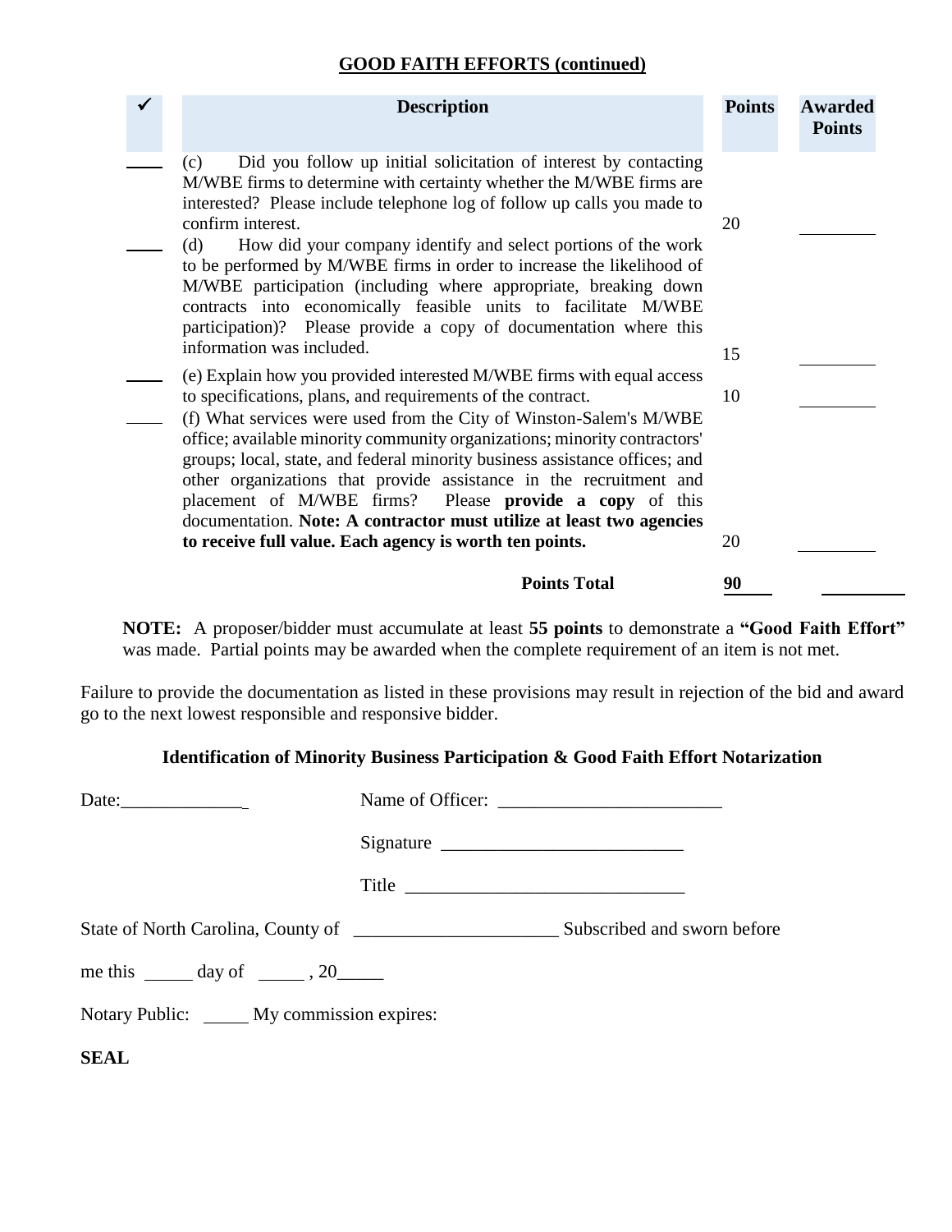## GOOD FAITH EFFORTS (continued)

| ✓ | Description | Points | Awarded Points |
|---|---|---|---|
| ____ | (c) Did you follow up initial solicitation of interest by contacting M/WBE firms to determine with certainty whether the M/WBE firms are interested? Please include telephone log of follow up calls you made to confirm interest. | 20 | ________ |
| ____ | (d) How did your company identify and select portions of the work to be performed by M/WBE firms in order to increase the likelihood of M/WBE participation (including where appropriate, breaking down contracts into economically feasible units to facilitate M/WBE participation)? Please provide a copy of documentation where this information was included. | 15 | ________ |
| ____ | (e) Explain how you provided interested M/WBE firms with equal access to specifications, plans, and requirements of the contract. | 10 | ________ |
| ____ | (f) What services were used from the City of Winston-Salem's M/WBE office; available minority community organizations; minority contractors' groups; local, state, and federal minority business assistance offices; and other organizations that provide assistance in the recruitment and placement of M/WBE firms? Please **provide a copy** of this documentation. **Note: A contractor must utilize at least two agencies to receive full value. Each agency is worth ten points.** | 20 | ________ |
| | **Points Total** | **90** | ________ |

**NOTE:** A proposer/bidder must accumulate at least **55 points** to demonstrate a **"Good Faith Effort"** was made. Partial points may be awarded when the complete requirement of an item is not met.

Failure to provide the documentation as listed in these provisions may result in rejection of the bid and award go to the next lowest responsible and responsive bidder.

### Identification of Minority Business Participation & Good Faith Effort Notarization

Date:_____________ Name of Officer: ________________________

Signature __________________________

Title _____________________________

State of North Carolina, County of _____________________ Subscribed and sworn before

me this _____ day of _____ , 20_____

Notary Public: _____ My commission expires:

**SEAL**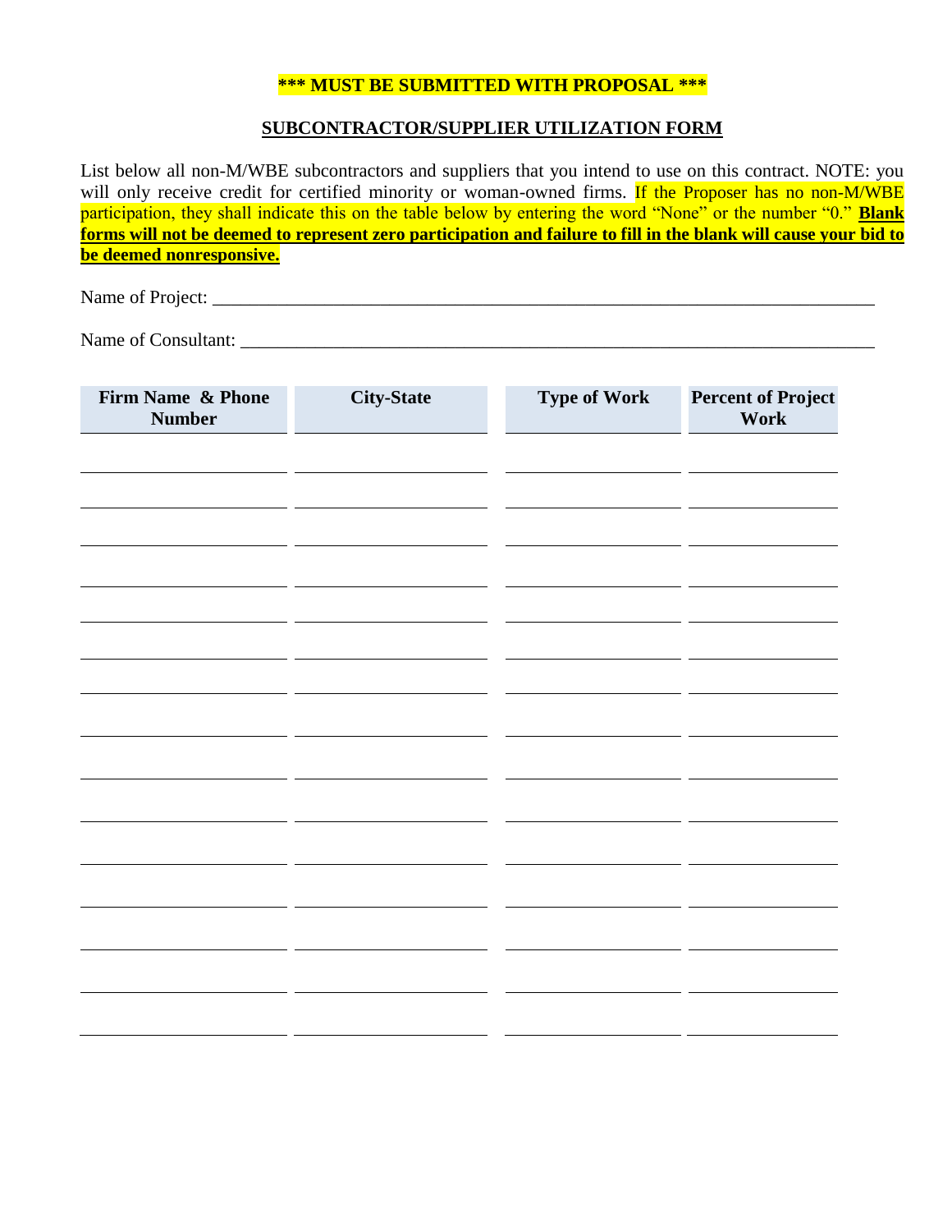**\*\*\* MUST BE SUBMITTED WITH PROPOSAL \*\*\***

**SUBCONTRACTOR/SUPPLIER UTILIZATION FORM**

List below all non-M/WBE subcontractors and suppliers that you intend to use on this contract. NOTE: you will only receive credit for certified minority or woman-owned firms. If the Proposer has no non-M/WBE participation, they shall indicate this on the table below by entering the word "None" or the number "0." **Blank forms will not be deemed to represent zero participation and failure to fill in the blank will cause your bid to be deemed nonresponsive.**

Name of Project: ___________________________________________________________________________

Name of Consultant: ________________________________________________________________________

| Firm Name & Phone Number | City-State | Type of Work | Percent of Project Work |
|---|---|---|---|
| | | | |
| | | | |
| | | | |
| | | | |
| | | | |
| | | | |
| | | | |
| | | | |
| | | | |
| | | | |
| | | | |
| | | | |
| | | | |
| | | | |
| | | | |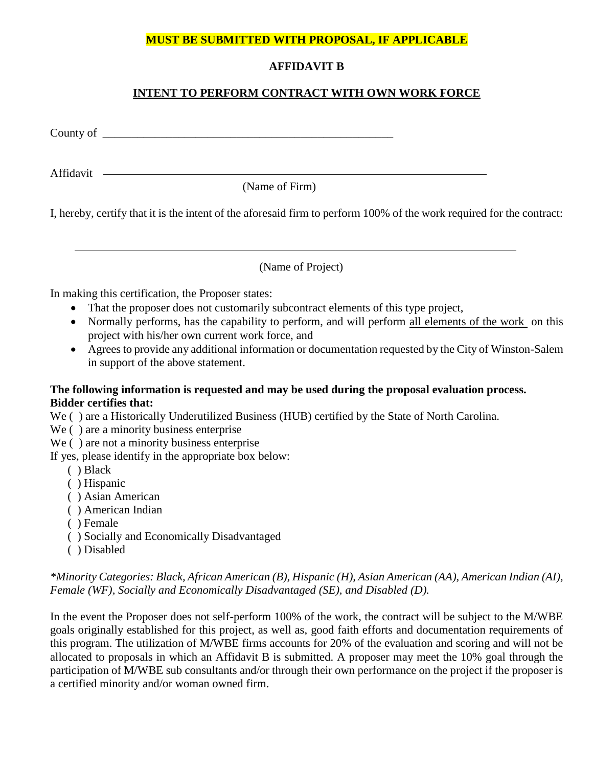**MUST BE SUBMITTED WITH PROPOSAL, IF APPLICABLE**

**AFFIDAVIT B**

**INTENT TO PERFORM CONTRACT WITH OWN WORK FORCE**

County of \_\_\_\_\_\_\_\_\_\_\_\_\_\_\_\_\_\_\_\_\_\_\_\_\_\_\_\_\_\_\_\_\_\_\_\_\_\_\_\_\_\_\_\_\_\_\_\_

Affidavit \_\_\_\_\_\_\_\_\_\_\_\_\_\_\_\_\_\_\_\_\_\_\_\_\_\_\_\_\_\_\_\_\_\_\_\_\_\_\_\_\_\_\_\_\_\_\_\_\_\_\_\_\_\_\_\_\_\_\_\_\_\_

(Name of Firm)

I, hereby, certify that it is the intent of the aforesaid firm to perform 100% of the work required for the contract:

\_\_\_\_\_\_\_\_\_\_\_\_\_\_\_\_\_\_\_\_\_\_\_\_\_\_\_\_\_\_\_\_\_\_\_\_\_\_\_\_\_\_\_\_\_\_\_\_\_\_\_\_\_\_\_\_\_\_\_\_\_\_\_\_\_\_\_\_

(Name of Project)

In making this certification, the Proposer states:

- That the proposer does not customarily subcontract elements of this type project,
- Normally performs, has the capability to perform, and will perform <u>all elements of the work</u> on this project with his/her own current work force, and
- Agrees to provide any additional information or documentation requested by the City of Winston-Salem in support of the above statement.

**The following information is requested and may be used during the proposal evaluation process. Bidder certifies that:**

We ( ) are a Historically Underutilized Business (HUB) certified by the State of North Carolina.
We ( ) are a minority business enterprise
We ( ) are not a minority business enterprise
If yes, please identify in the appropriate box below:

( ) Black
( ) Hispanic
( ) Asian American
( ) American Indian
( ) Female
( ) Socially and Economically Disadvantaged
( ) Disabled

*\*Minority Categories: Black, African American (B), Hispanic (H), Asian American (AA), American Indian (AI), Female (WF), Socially and Economically Disadvantaged (SE), and Disabled (D).*

In the event the Proposer does not self-perform 100% of the work, the contract will be subject to the M/WBE goals originally established for this project, as well as, good faith efforts and documentation requirements of this program. The utilization of M/WBE firms accounts for 20% of the evaluation and scoring and will not be allocated to proposals in which an Affidavit B is submitted. A proposer may meet the 10% goal through the participation of M/WBE sub consultants and/or through their own performance on the project if the proposer is a certified minority and/or woman owned firm.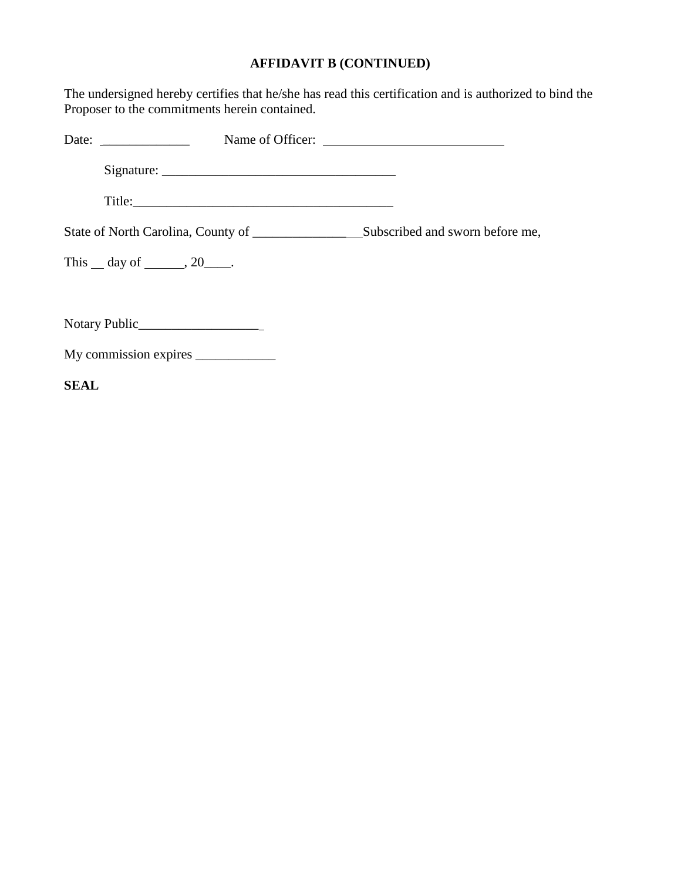**AFFIDAVIT B (CONTINUED)**

The undersigned hereby certifies that he/she has read this certification and is authorized to bind the Proposer to the commitments herein contained.

Date: _____________ Name of Officer: ____________________________

Signature: ____________________________________

Title:________________________________________

State of North Carolina, County of _________________Subscribed and sworn before me,

This __ day of ______, 20____.

Notary Public___________________

My commission expires ____________

**SEAL**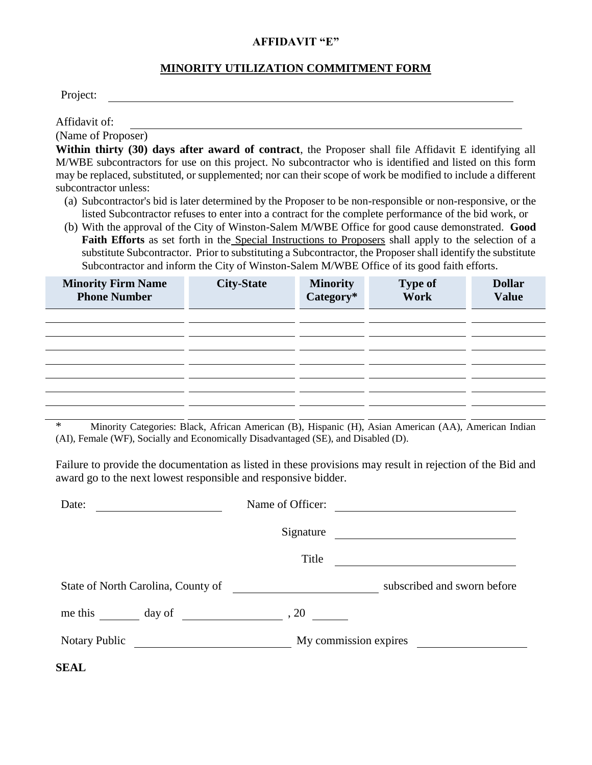# AFFIDAVIT "E"

## MINORITY UTILIZATION COMMITMENT FORM

Project: ____________________________________________

Affidavit of: ____________________________________________
(Name of Proposer)

**Within thirty (30) days after award of contract**, the Proposer shall file Affidavit E identifying all M/WBE subcontractors for use on this project. No subcontractor who is identified and listed on this form may be replaced, substituted, or supplemented; nor can their scope of work be modified to include a different subcontractor unless:

(a) Subcontractor's bid is later determined by the Proposer to be non-responsible or non-responsive, or the listed Subcontractor refuses to enter into a contract for the complete performance of the bid work, or

(b) With the approval of the City of Winston-Salem M/WBE Office for good cause demonstrated. **Good Faith Efforts** as set forth in the Special Instructions to Proposers shall apply to the selection of a substitute Subcontractor. Prior to substituting a Subcontractor, the Proposer shall identify the substitute Subcontractor and inform the City of Winston-Salem M/WBE Office of its good faith efforts.

| Minority Firm Name Phone Number | City-State | Minority Category* | Type of Work | Dollar Value |
|---|---|---|---|---|
| | | | | |
| | | | | |
| | | | | |
| | | | | |
| | | | | |
| | | | | |
| | | | | |
| | | | | |

\* Minority Categories: Black, African American (B), Hispanic (H), Asian American (AA), American Indian (AI), Female (WF), Socially and Economically Disadvantaged (SE), and Disabled (D).

Failure to provide the documentation as listed in these provisions may result in rejection of the Bid and award go to the next lowest responsible and responsive bidder.

Date: ____________________ Name of Officer: ____________________________

Signature ____________________________

Title ____________________________

State of North Carolina, County of ____________________ subscribed and sworn before

me this ______ day of ______________, 20 ______

Notary Public ______________________ My commission expires ________________

**SEAL**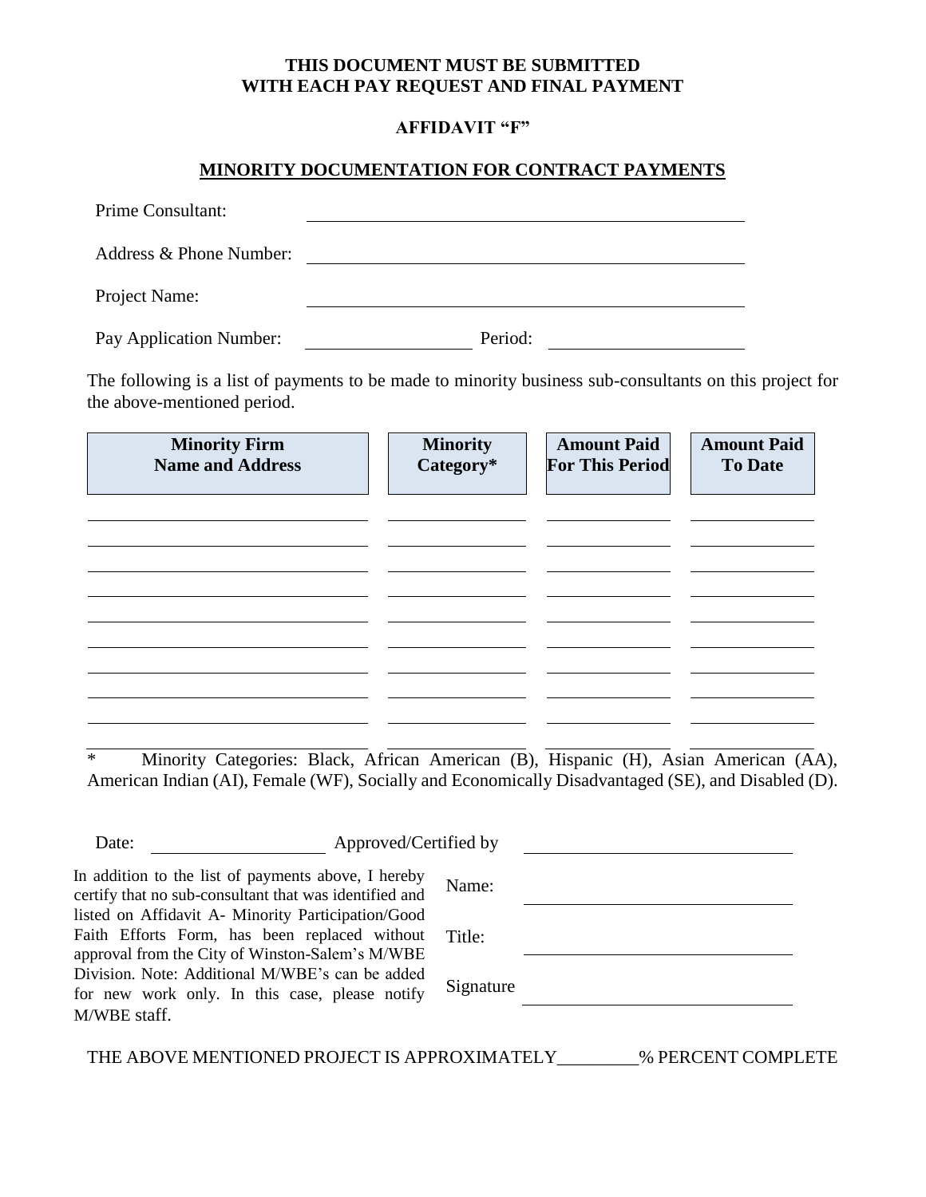**THIS DOCUMENT MUST BE SUBMITTED**
**WITH EACH PAY REQUEST AND FINAL PAYMENT**

**AFFIDAVIT "F"**

## MINORITY DOCUMENTATION FOR CONTRACT PAYMENTS

Prime Consultant: \_\_\_\_\_\_\_\_\_\_\_\_\_\_\_\_\_\_\_\_\_\_\_\_\_\_\_\_\_\_\_\_\_\_\_\_\_\_\_\_

Address & Phone Number: \_\_\_\_\_\_\_\_\_\_\_\_\_\_\_\_\_\_\_\_\_\_\_\_\_\_\_\_\_\_\_\_\_\_\_\_\_\_\_\_

Project Name: \_\_\_\_\_\_\_\_\_\_\_\_\_\_\_\_\_\_\_\_\_\_\_\_\_\_\_\_\_\_\_\_\_\_\_\_\_\_\_\_

Pay Application Number: \_\_\_\_\_\_\_\_\_\_\_\_\_\_\_ Period: \_\_\_\_\_\_\_\_\_\_\_\_\_\_\_\_\_

The following is a list of payments to be made to minority business sub-consultants on this project for the above-mentioned period.

| Minority Firm Name and Address | Minority Category* | Amount Paid For This Period | Amount Paid To Date |
|---|---|---|---|
| | | | |
| | | | |
| | | | |
| | | | |
| | | | |
| | | | |
| | | | |
| | | | |
| | | | |

\* Minority Categories: Black, African American (B), Hispanic (H), Asian American (AA), American Indian (AI), Female (WF), Socially and Economically Disadvantaged (SE), and Disabled (D).

Date: \_\_\_\_\_\_\_\_\_\_\_\_\_\_\_ Approved/Certified by \_\_\_\_\_\_\_\_\_\_\_\_\_\_\_\_\_\_\_\_\_\_\_\_

In addition to the list of payments above, I hereby certify that no sub-consultant that was identified and listed on Affidavit A- Minority Participation/Good Faith Efforts Form, has been replaced without approval from the City of Winston-Salem's M/WBE Division. Note: Additional M/WBE's can be added for new work only. In this case, please notify M/WBE staff.

Name: \_\_\_\_\_\_\_\_\_\_\_\_\_\_\_\_\_\_\_\_\_\_\_\_

Title: \_\_\_\_\_\_\_\_\_\_\_\_\_\_\_\_\_\_\_\_\_\_\_\_

Signature \_\_\_\_\_\_\_\_\_\_\_\_\_\_\_\_\_\_\_\_\_\_\_\_

THE ABOVE MENTIONED PROJECT IS APPROXIMATELY\_\_\_\_\_\_\_\_\_% PERCENT COMPLETE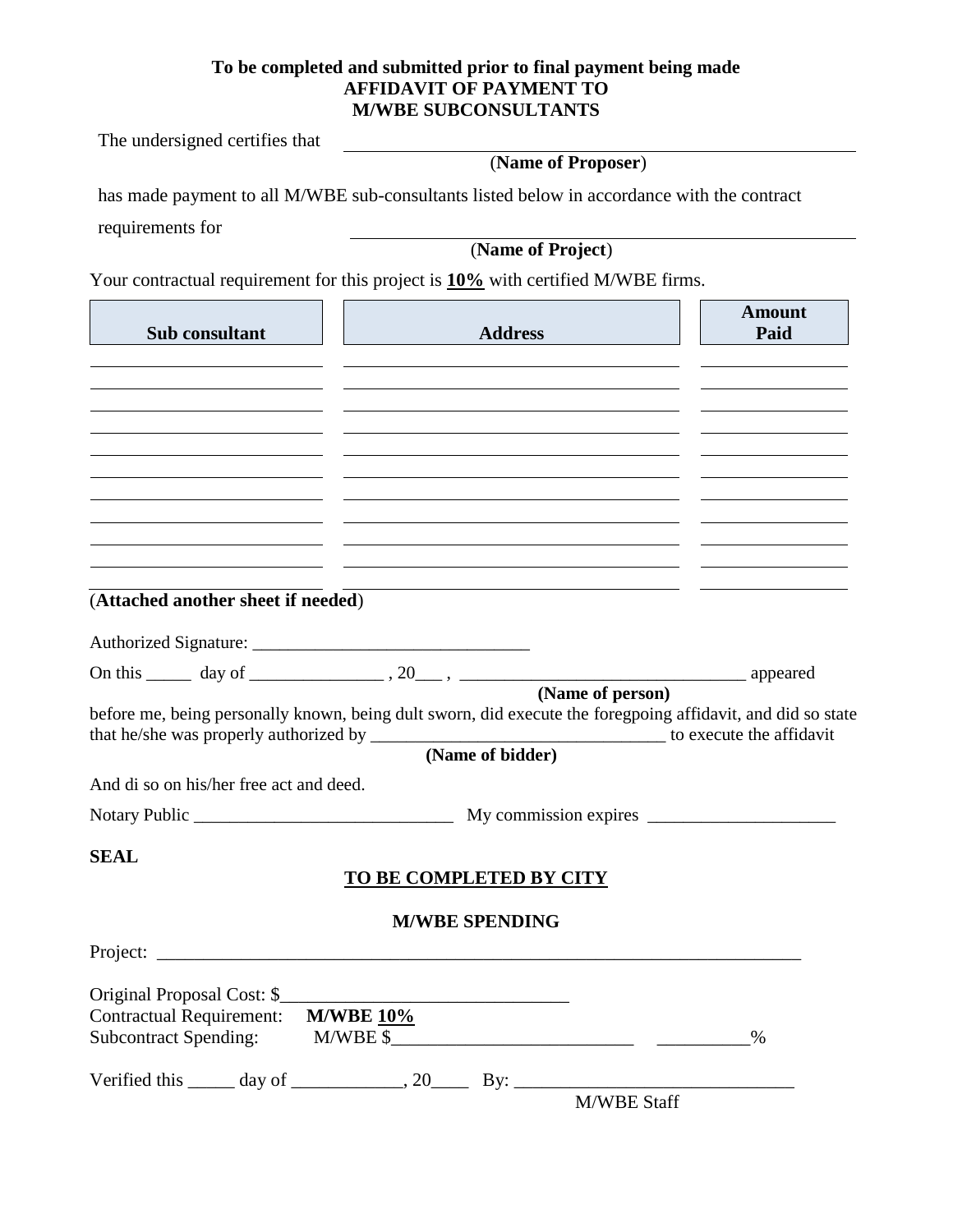**To be completed and submitted prior to final payment being made**

## AFFIDAVIT OF PAYMENT TO M/WBE SUBCONSULTANTS

The undersigned certifies that \_\_\_\_\_\_\_\_\_\_\_\_\_\_\_\_\_\_\_\_\_\_\_\_\_\_\_\_\_\_\_\_\_\_\_\_\_\_\_\_\_\_\_\_
(**Name of Proposer**)

has made payment to all M/WBE sub-consultants listed below in accordance with the contract requirements for \_\_\_\_\_\_\_\_\_\_\_\_\_\_\_\_\_\_\_\_\_\_\_\_\_\_\_\_\_\_\_\_\_\_\_\_\_\_\_\_\_\_\_\_
(**Name of Project**)

Your contractual requirement for this project is **<u>10%</u>** with certified M/WBE firms.

| Sub consultant | Address | Amount Paid |
|---|---|---|
| | | |
| | | |
| | | |
| | | |
| | | |
| | | |
| | | |
| | | |
| | | |
| | | |
| | | |

(**Attached another sheet if needed**)

Authorized Signature: \_\_\_\_\_\_\_\_\_\_\_\_\_\_\_\_\_\_\_\_\_\_\_\_\_\_\_\_\_\_\_

On this \_\_\_\_\_ day of \_\_\_\_\_\_\_\_\_\_\_\_\_\_\_ , 20\_\_\_ , \_\_\_\_\_\_\_\_\_\_\_\_\_\_\_\_\_\_\_\_\_\_\_\_\_\_\_\_\_\_\_\_\_ appeared
**(Name of person)**
before me, being personally known, being dult sworn, did execute the foregpoing affidavit, and did so state that he/she was properly authorized by \_\_\_\_\_\_\_\_\_\_\_\_\_\_\_\_\_\_\_\_\_\_\_\_\_\_\_\_\_\_\_\_\_ to execute the affidavit
**(Name of bidder)**

And di so on his/her free act and deed.

Notary Public \_\_\_\_\_\_\_\_\_\_\_\_\_\_\_\_\_\_\_\_\_\_\_\_\_\_\_\_\_ My commission expires \_\_\_\_\_\_\_\_\_\_\_\_\_\_\_\_\_\_\_\_\_

**SEAL**

### <u>TO BE COMPLETED BY CITY</u>

### M/WBE SPENDING

Project: \_\_\_\_\_\_\_\_\_\_\_\_\_\_\_\_\_\_\_\_\_\_\_\_\_\_\_\_\_\_\_\_\_\_\_\_\_\_\_\_\_\_\_\_\_\_\_\_\_\_\_\_\_\_\_\_\_\_\_\_\_\_\_\_\_\_\_\_\_\_\_

Original Proposal Cost: $\_\_\_\_\_\_\_\_\_\_\_\_\_\_\_\_\_\_\_\_\_\_\_\_\_\_\_\_\_\_\_
Contractual Requirement: **M/WBE <u>10%</u>**
Subcontract Spending: M/WBE $\_\_\_\_\_\_\_\_\_\_\_\_\_\_\_\_\_\_\_\_\_\_\_\_\_\_ \_\_\_\_\_\_\_\_\_\_%

Verified this \_\_\_\_\_ day of \_\_\_\_\_\_\_\_\_\_\_\_, 20\_\_\_\_ By: \_\_\_\_\_\_\_\_\_\_\_\_\_\_\_\_\_\_\_\_\_\_\_\_\_\_\_\_\_\_
M/WBE Staff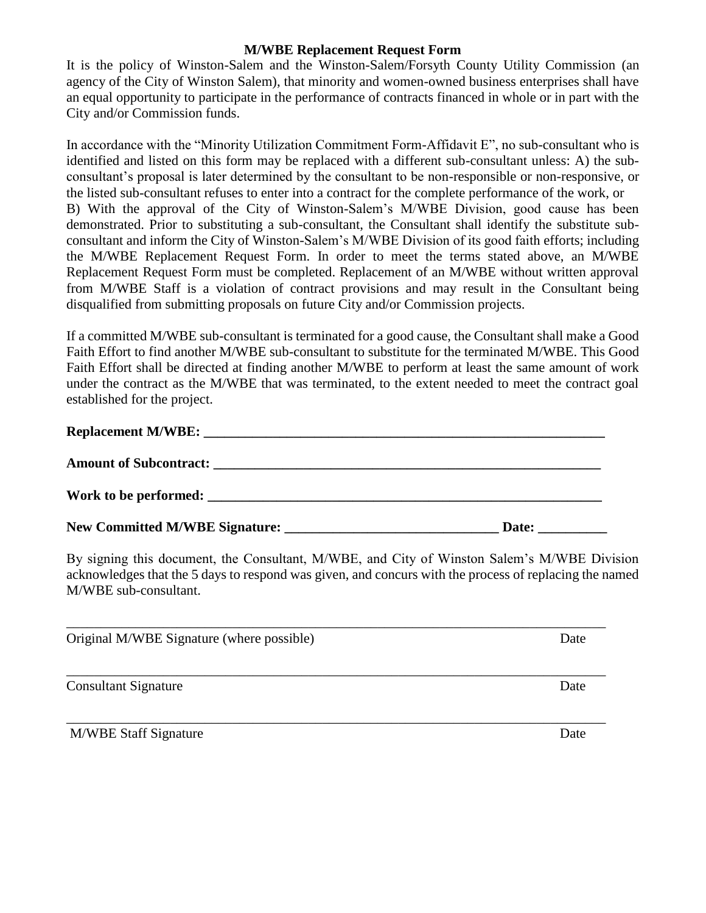# M/WBE Replacement Request Form

It is the policy of Winston-Salem and the Winston-Salem/Forsyth County Utility Commission (an agency of the City of Winston Salem), that minority and women-owned business enterprises shall have an equal opportunity to participate in the performance of contracts financed in whole or in part with the City and/or Commission funds.

In accordance with the "Minority Utilization Commitment Form-Affidavit E", no sub-consultant who is identified and listed on this form may be replaced with a different sub-consultant unless: A) the sub-consultant's proposal is later determined by the consultant to be non-responsible or non-responsive, or the listed sub-consultant refuses to enter into a contract for the complete performance of the work, or B) With the approval of the City of Winston-Salem's M/WBE Division, good cause has been demonstrated. Prior to substituting a sub-consultant, the Consultant shall identify the substitute sub-consultant and inform the City of Winston-Salem's M/WBE Division of its good faith efforts; including the M/WBE Replacement Request Form. In order to meet the terms stated above, an M/WBE Replacement Request Form must be completed. Replacement of an M/WBE without written approval from M/WBE Staff is a violation of contract provisions and may result in the Consultant being disqualified from submitting proposals on future City and/or Commission projects.

If a committed M/WBE sub-consultant is terminated for a good cause, the Consultant shall make a Good Faith Effort to find another M/WBE sub-consultant to substitute for the terminated M/WBE. This Good Faith Effort shall be directed at finding another M/WBE to perform at least the same amount of work under the contract as the M/WBE that was terminated, to the extent needed to meet the contract goal established for the project.

**Replacement M/WBE: ____________________________________________________________**

**Amount of Subcontract: _________________________________________________________**

**Work to be performed: __________________________________________________________**

**New Committed M/WBE Signature: ______________________________ Date: __________**

By signing this document, the Consultant, M/WBE, and City of Winston Salem's M/WBE Division acknowledges that the 5 days to respond was given, and concurs with the process of replacing the named M/WBE sub-consultant.

_____________________________________________________________________________

Original M/WBE Signature (where possible) Date

_____________________________________________________________________________

Consultant Signature Date

_____________________________________________________________________________

M/WBE Staff Signature Date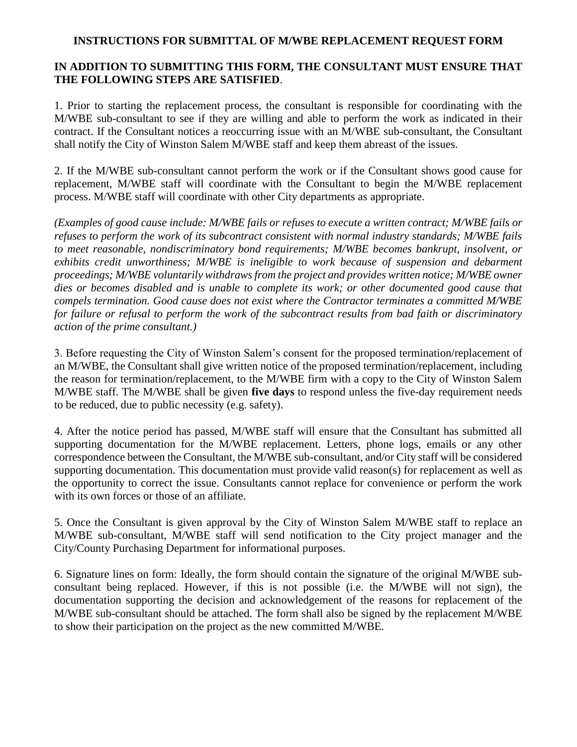# INSTRUCTIONS FOR SUBMITTAL OF M/WBE REPLACEMENT REQUEST FORM

**IN ADDITION TO SUBMITTING THIS FORM, THE CONSULTANT MUST ENSURE THAT THE FOLLOWING STEPS ARE SATISFIED**.

1. Prior to starting the replacement process, the consultant is responsible for coordinating with the M/WBE sub-consultant to see if they are willing and able to perform the work as indicated in their contract. If the Consultant notices a reoccurring issue with an M/WBE sub-consultant, the Consultant shall notify the City of Winston Salem M/WBE staff and keep them abreast of the issues.

2. If the M/WBE sub-consultant cannot perform the work or if the Consultant shows good cause for replacement, M/WBE staff will coordinate with the Consultant to begin the M/WBE replacement process. M/WBE staff will coordinate with other City departments as appropriate.

*(Examples of good cause include: M/WBE fails or refuses to execute a written contract; M/WBE fails or refuses to perform the work of its subcontract consistent with normal industry standards; M/WBE fails to meet reasonable, nondiscriminatory bond requirements; M/WBE becomes bankrupt, insolvent, or exhibits credit unworthiness; M/WBE is ineligible to work because of suspension and debarment proceedings; M/WBE voluntarily withdraws from the project and provides written notice; M/WBE owner dies or becomes disabled and is unable to complete its work; or other documented good cause that compels termination. Good cause does not exist where the Contractor terminates a committed M/WBE for failure or refusal to perform the work of the subcontract results from bad faith or discriminatory action of the prime consultant.)*

3. Before requesting the City of Winston Salem's consent for the proposed termination/replacement of an M/WBE, the Consultant shall give written notice of the proposed termination/replacement, including the reason for termination/replacement, to the M/WBE firm with a copy to the City of Winston Salem M/WBE staff. The M/WBE shall be given **five days** to respond unless the five-day requirement needs to be reduced, due to public necessity (e.g. safety).

4. After the notice period has passed, M/WBE staff will ensure that the Consultant has submitted all supporting documentation for the M/WBE replacement. Letters, phone logs, emails or any other correspondence between the Consultant, the M/WBE sub-consultant, and/or City staff will be considered supporting documentation. This documentation must provide valid reason(s) for replacement as well as the opportunity to correct the issue. Consultants cannot replace for convenience or perform the work with its own forces or those of an affiliate.

5. Once the Consultant is given approval by the City of Winston Salem M/WBE staff to replace an M/WBE sub-consultant, M/WBE staff will send notification to the City project manager and the City/County Purchasing Department for informational purposes.

6. Signature lines on form: Ideally, the form should contain the signature of the original M/WBE sub-consultant being replaced. However, if this is not possible (i.e. the M/WBE will not sign), the documentation supporting the decision and acknowledgement of the reasons for replacement of the M/WBE sub-consultant should be attached. The form shall also be signed by the replacement M/WBE to show their participation on the project as the new committed M/WBE.